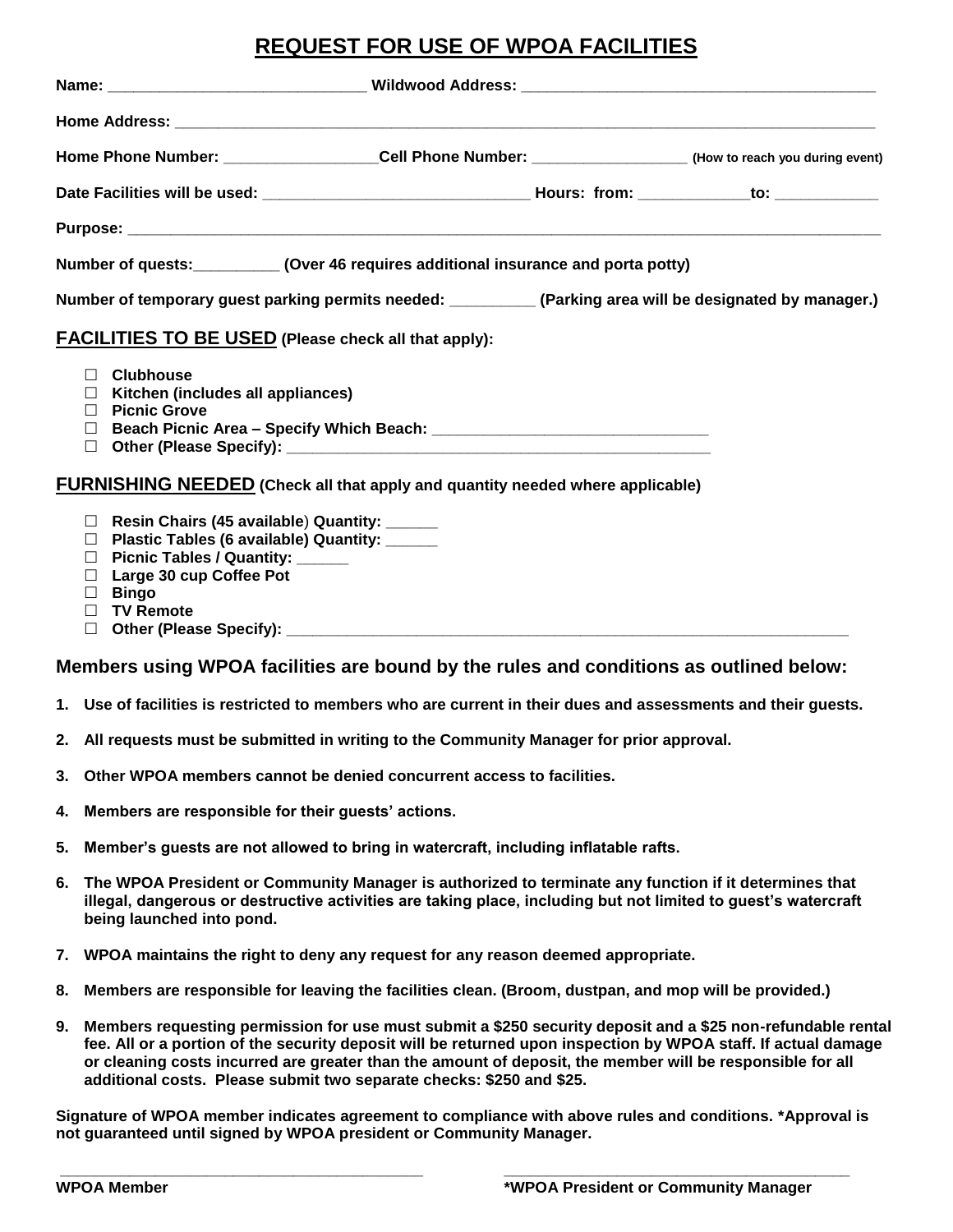# REQUEST FOR USE OF WPOA FACILITIES

**Name:** ______________________________ **Wildwood Address:** ________________________________________

**Home Address:** ________________________________________________________________________________

**Home Phone Number:** __________________ **Cell Phone Number:** __________________ **(How to reach you during event)**

**Date Facilities will be used:** _______________________________ **Hours: from:** _____________ **to:** ____________

**Purpose:** ______________________________________________________________________________________

**Number of quests:**__________ **(Over 46 requires additional insurance and porta potty)**

**Number of temporary guest parking permits needed:** __________ **(Parking area will be designated by manager.)**

## FACILITIES TO BE USED (Please check all that apply):

- ☐ **Clubhouse**
- ☐ **Kitchen (includes all appliances)**
- ☐ **Picnic Grove**
- ☐ **Beach Picnic Area – Specify Which Beach:** ________________________________
- ☐ **Other (Please Specify):** __________________________________________________

## FURNISHING NEEDED (Check all that apply and quantity needed where applicable)

- ☐ **Resin Chairs (45 available) Quantity:** ______
- ☐ **Plastic Tables (6 available) Quantity:** ______
- ☐ **Picnic Tables / Quantity:** ______
- ☐ **Large 30 cup Coffee Pot**
- ☐ **Bingo**
- ☐ **TV Remote**
- ☐ **Other (Please Specify):** ____________________________________________________________________

### Members using WPOA facilities are bound by the rules and conditions as outlined below:

1. **Use of facilities is restricted to members who are current in their dues and assessments and their guests.**
2. **All requests must be submitted in writing to the Community Manager for prior approval.**
3. **Other WPOA members cannot be denied concurrent access to facilities.**
4. **Members are responsible for their guests' actions.**
5. **Member's guests are not allowed to bring in watercraft, including inflatable rafts.**
6. **The WPOA President or Community Manager is authorized to terminate any function if it determines that illegal, dangerous or destructive activities are taking place, including but not limited to guest's watercraft being launched into pond.**
7. **WPOA maintains the right to deny any request for any reason deemed appropriate.**
8. **Members are responsible for leaving the facilities clean. (Broom, dustpan, and mop will be provided.)**
9. **Members requesting permission for use must submit a $250 security deposit and a $25 non-refundable rental fee. All or a portion of the security deposit will be returned upon inspection by WPOA staff. If actual damage or cleaning costs incurred are greater than the amount of deposit, the member will be responsible for all additional costs. Please submit two separate checks: $250 and $25.**

**Signature of WPOA member indicates agreement to compliance with above rules and conditions. *Approval is not guaranteed until signed by WPOA president or Community Manager.**

_____________________________________________ _____________________________________________

**WPOA Member** **\*WPOA President or Community Manager**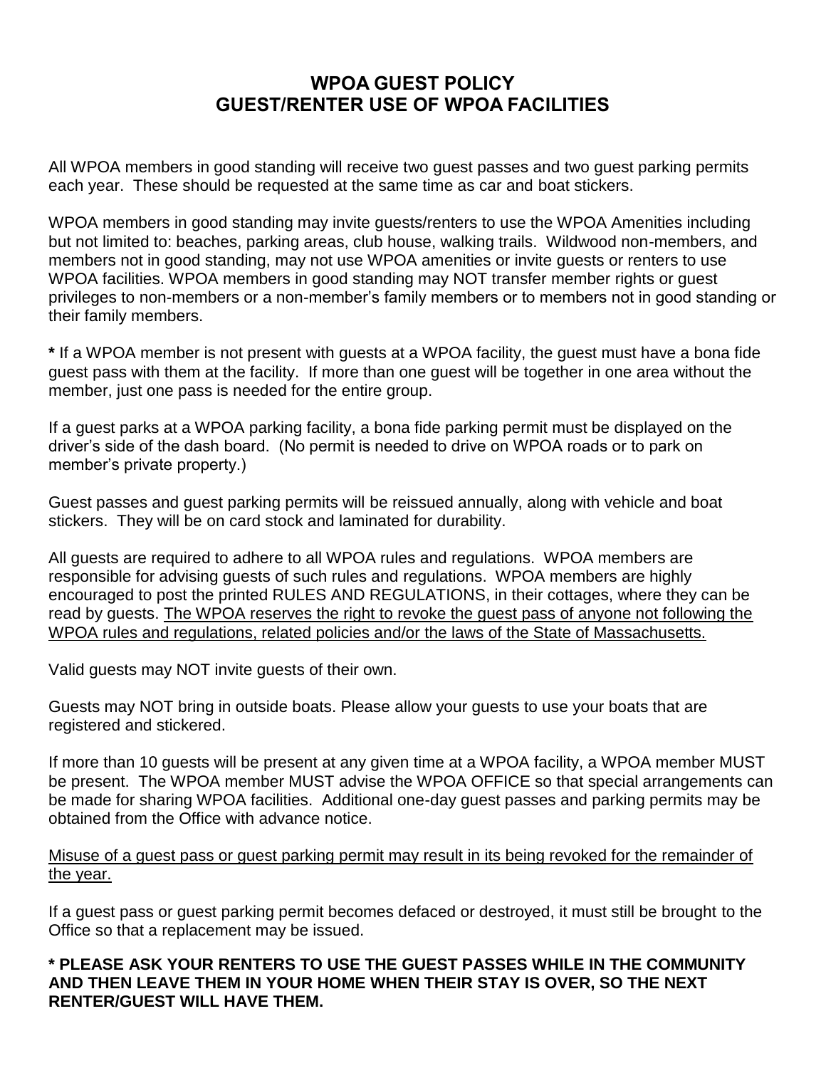# WPOA GUEST POLICY
# GUEST/RENTER USE OF WPOA FACILITIES

All WPOA members in good standing will receive two guest passes and two guest parking permits each year. These should be requested at the same time as car and boat stickers.

WPOA members in good standing may invite guests/renters to use the WPOA Amenities including but not limited to: beaches, parking areas, club house, walking trails. Wildwood non-members, and members not in good standing, may not use WPOA amenities or invite guests or renters to use WPOA facilities. WPOA members in good standing may NOT transfer member rights or guest privileges to non-members or a non-member's family members or to members not in good standing or their family members.

**\*** If a WPOA member is not present with guests at a WPOA facility, the guest must have a bona fide guest pass with them at the facility. If more than one guest will be together in one area without the member, just one pass is needed for the entire group.

If a guest parks at a WPOA parking facility, a bona fide parking permit must be displayed on the driver's side of the dash board. (No permit is needed to drive on WPOA roads or to park on member's private property.)

Guest passes and guest parking permits will be reissued annually, along with vehicle and boat stickers. They will be on card stock and laminated for durability.

All guests are required to adhere to all WPOA rules and regulations. WPOA members are responsible for advising guests of such rules and regulations. WPOA members are highly encouraged to post the printed RULES AND REGULATIONS, in their cottages, where they can be read by guests. <u>The WPOA reserves the right to revoke the guest pass of anyone not following the WPOA rules and regulations, related policies and/or the laws of the State of Massachusetts.</u>

Valid guests may NOT invite guests of their own.

Guests may NOT bring in outside boats. Please allow your guests to use your boats that are registered and stickered.

If more than 10 guests will be present at any given time at a WPOA facility, a WPOA member MUST be present. The WPOA member MUST advise the WPOA OFFICE so that special arrangements can be made for sharing WPOA facilities. Additional one-day guest passes and parking permits may be obtained from the Office with advance notice.

<u>Misuse of a guest pass or guest parking permit may result in its being revoked for the remainder of the year.</u>

If a guest pass or guest parking permit becomes defaced or destroyed, it must still be brought to the Office so that a replacement may be issued.

**\* PLEASE ASK YOUR RENTERS TO USE THE GUEST PASSES WHILE IN THE COMMUNITY AND THEN LEAVE THEM IN YOUR HOME WHEN THEIR STAY IS OVER, SO THE NEXT RENTER/GUEST WILL HAVE THEM.**